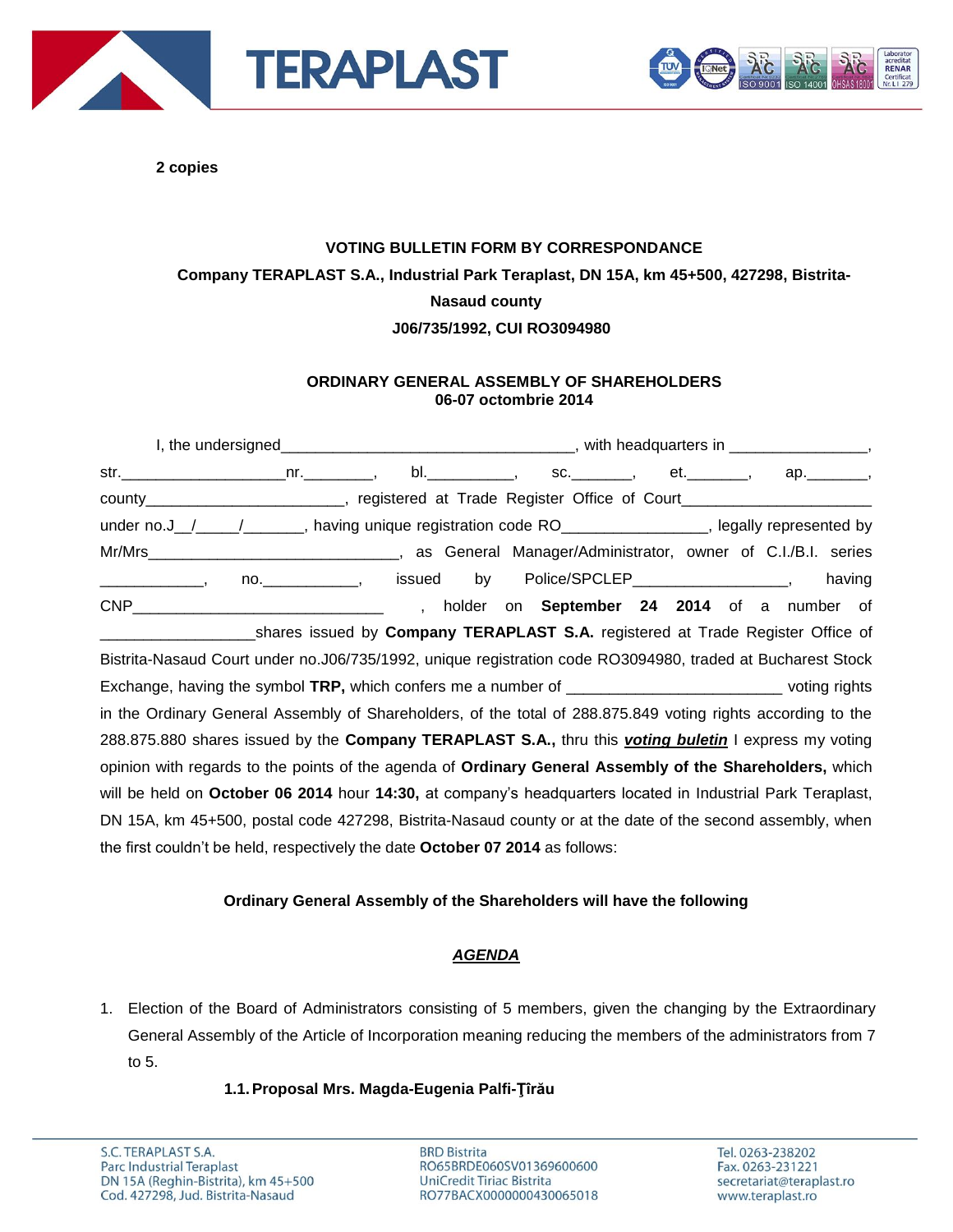**2 copies**

**VOTING BULLETIN FORM BY CORRESPONDANCE**

**Company TERAPLAST S.A., Industrial Park Teraplast, DN 15A, km 45+500, 427298, Bistrita-Nasaud county**

**J06/735/1992, CUI RO3094980**

**ORDINARY GENERAL ASSEMBLY OF SHAREHOLDERS**
**06-07 octombrie 2014**

I, the undersigned__________________________________, with headquarters in ________________, str.__________________nr.________, bl.__________, sc._______, et._______, ap._______, county______________________, registered at Trade Register Office of Court______________________ under no.J__/_____/_______, having unique registration code RO________________, legally represented by Mr/Mrs_____________________________, as General Manager/Administrator, owner of C.I./B.I. series ____________, no.___________, issued by Police/SPCLEP_________________, having CNP_____________________________ , holder on **September 24 2014** of a number of _________________shares issued by **Company TERAPLAST S.A.** registered at Trade Register Office of Bistrita-Nasaud Court under no.J06/735/1992, unique registration code RO3094980, traded at Bucharest Stock Exchange, having the symbol **TRP,** which confers me a number of ________________________ voting rights in the Ordinary General Assembly of Shareholders, of the total of 288.875.849 voting rights according to the 288.875.880 shares issued by the **Company TERAPLAST S.A.,** thru this ***voting buletin*** I express my voting opinion with regards to the points of the agenda of **Ordinary General Assembly of the Shareholders,** which will be held on **October 06 2014** hour **14:30,** at company's headquarters located in Industrial Park Teraplast, DN 15A, km 45+500, postal code 427298, Bistrita-Nasaud county or at the date of the second assembly, when the first couldn't be held, respectively the date **October 07 2014** as follows:

**Ordinary General Assembly of the Shareholders will have the following**

***AGENDA***

1. Election of the Board of Administrators consisting of 5 members, given the changing by the Extraordinary General Assembly of the Article of Incorporation meaning reducing the members of the administrators from 7 to 5.

   **1.1. Proposal Mrs. Magda-Eugenia Palfi-Ţîrău**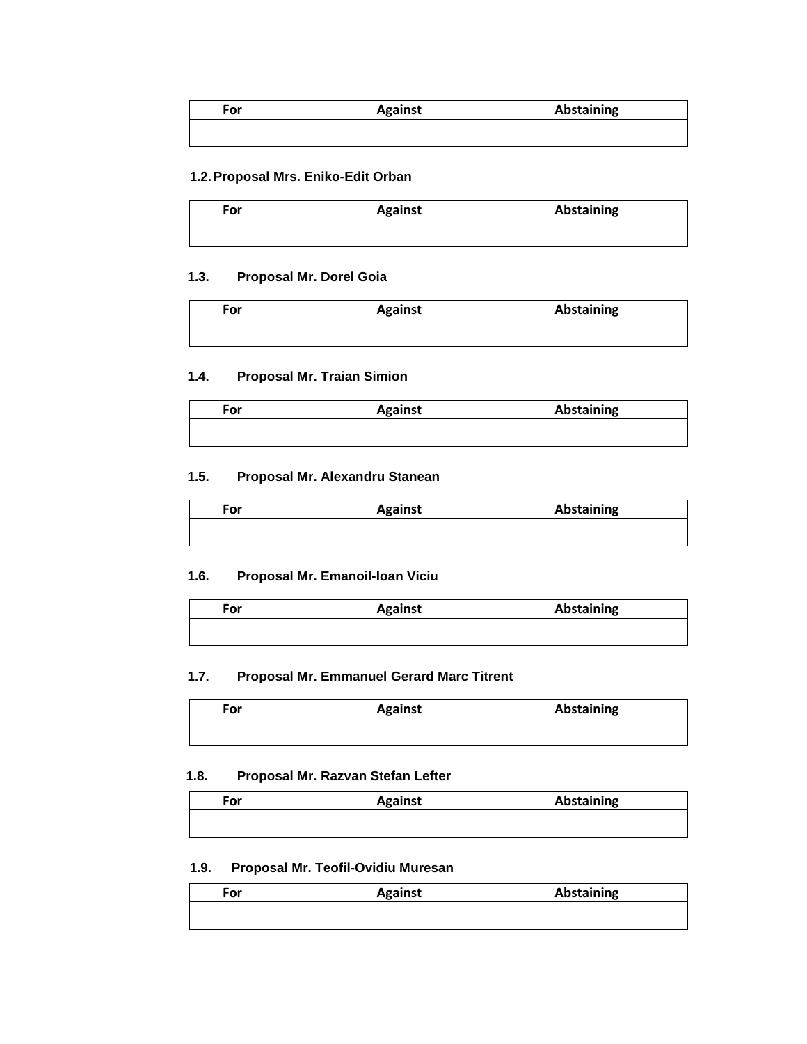| For | Against | Abstaining |
|---|---|---|
| | | |

**1.2. Proposal Mrs. Eniko-Edit Orban**

| For | Against | Abstaining |
|---|---|---|
| | | |

**1.3. Proposal Mr. Dorel Goia**

| For | Against | Abstaining |
|---|---|---|
| | | |

**1.4. Proposal Mr. Traian Simion**

| For | Against | Abstaining |
|---|---|---|
| | | |

**1.5. Proposal Mr. Alexandru Stanean**

| For | Against | Abstaining |
|---|---|---|
| | | |

**1.6. Proposal Mr. Emanoil-Ioan Viciu**

| For | Against | Abstaining |
|---|---|---|
| | | |

**1.7. Proposal Mr. Emmanuel Gerard Marc Titrent**

| For | Against | Abstaining |
|---|---|---|
| | | |

**1.8. Proposal Mr. Razvan Stefan Lefter**

| For | Against | Abstaining |
|---|---|---|
| | | |

**1.9. Proposal Mr. Teofil-Ovidiu Muresan**

| For | Against | Abstaining |
|---|---|---|
| | | |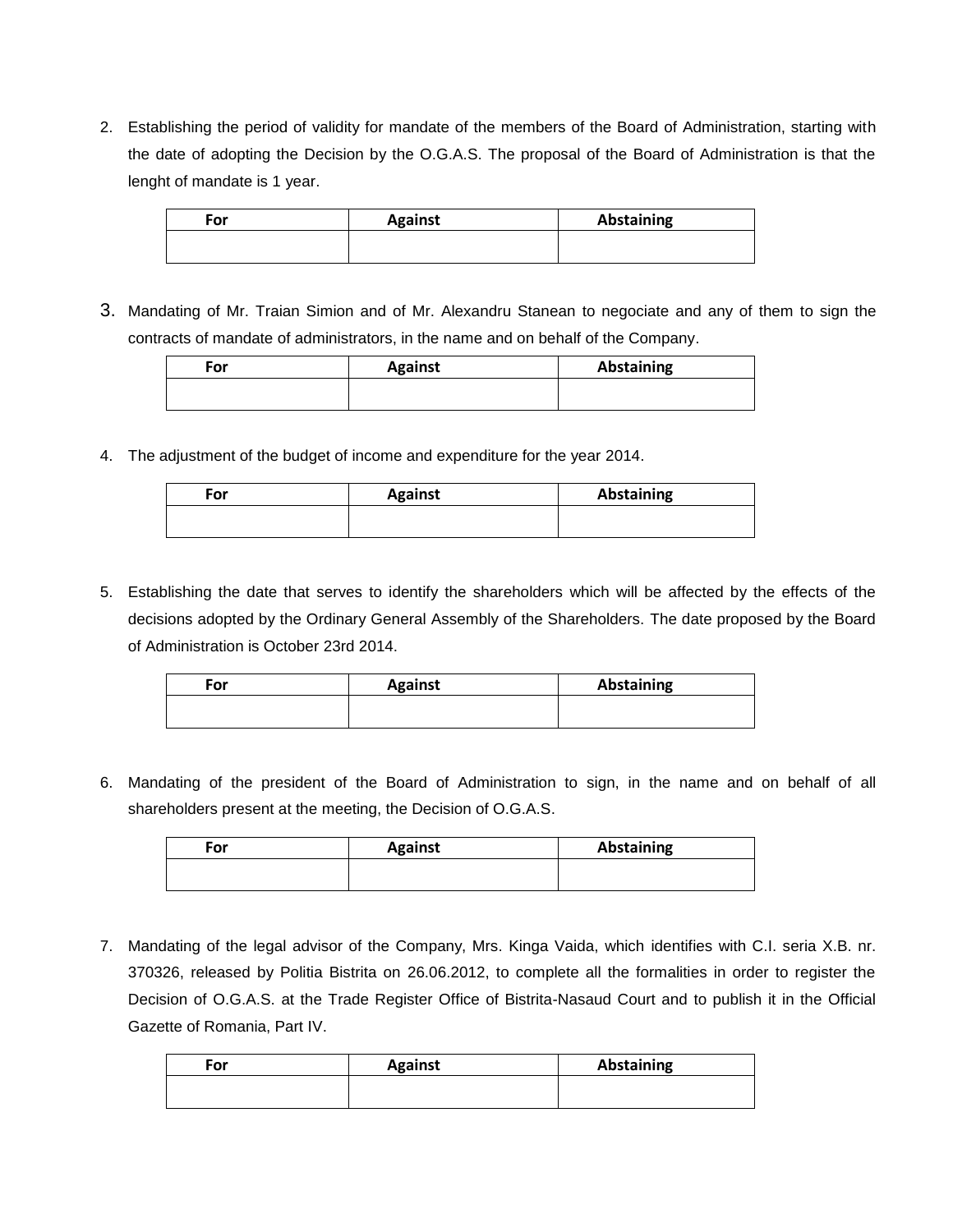2. Establishing the period of validity for mandate of the members of the Board of Administration, starting with the date of adopting the Decision by the O.G.A.S. The proposal of the Board of Administration is that the lenght of mandate is 1 year.

| For | Against | Abstaining |
|---|---|---|
| | | |

3. Mandating of Mr. Traian Simion and of Mr. Alexandru Stanean to negociate and any of them to sign the contracts of mandate of administrators, in the name and on behalf of the Company.

| For | Against | Abstaining |
|---|---|---|
| | | |

4. The adjustment of the budget of income and expenditure for the year 2014.

| For | Against | Abstaining |
|---|---|---|
| | | |

5. Establishing the date that serves to identify the shareholders which will be affected by the effects of the decisions adopted by the Ordinary General Assembly of the Shareholders. The date proposed by the Board of Administration is October 23rd 2014.

| For | Against | Abstaining |
|---|---|---|
| | | |

6. Mandating of the president of the Board of Administration to sign, in the name and on behalf of all shareholders present at the meeting, the Decision of O.G.A.S.

| For | Against | Abstaining |
|---|---|---|
| | | |

7. Mandating of the legal advisor of the Company, Mrs. Kinga Vaida, which identifies with C.I. seria X.B. nr. 370326, released by Politia Bistrita on 26.06.2012, to complete all the formalities in order to register the Decision of O.G.A.S. at the Trade Register Office of Bistrita-Nasaud Court and to publish it in the Official Gazette of Romania, Part IV.

| For | Against | Abstaining |
|---|---|---|
| | | |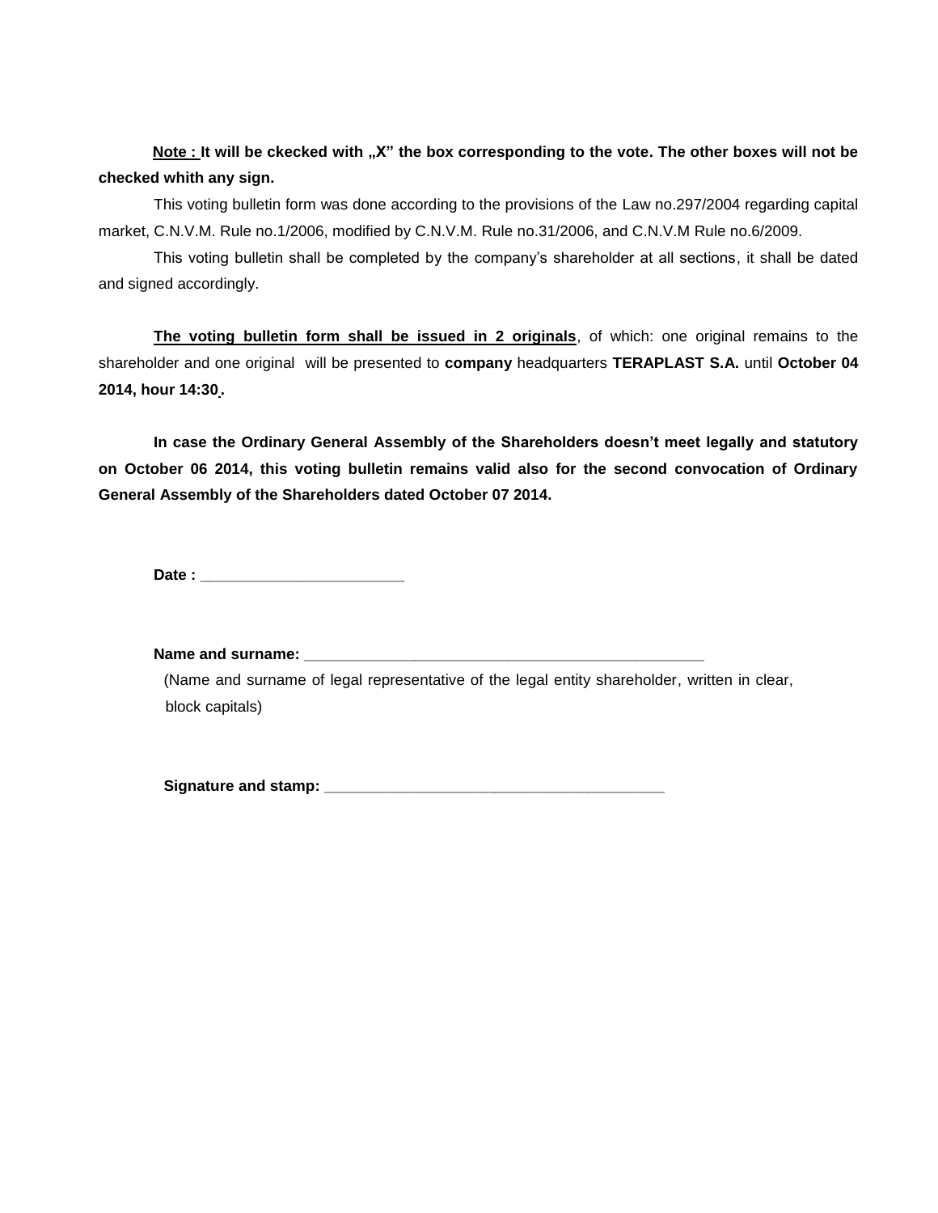**Note : It will be ckecked with „X" the box corresponding to the vote. The other boxes will not be checked whith any sign.**

This voting bulletin form was done according to the provisions of the Law no.297/2004 regarding capital market, C.N.V.M. Rule no.1/2006, modified by C.N.V.M. Rule no.31/2006, and C.N.V.M Rule no.6/2009.

This voting bulletin shall be completed by the company's shareholder at all sections, it shall be dated and signed accordingly.

**The voting bulletin form shall be issued in 2 originals**, of which: one original remains to the shareholder and one original will be presented to **company** headquarters **TERAPLAST S.A.** until **October 04 2014, hour 14:30.**

**In case the Ordinary General Assembly of the Shareholders doesn't meet legally and statutory on October 06 2014, this voting bulletin remains valid also for the second convocation of Ordinary General Assembly of the Shareholders dated October 07 2014.**

**Date :** _______________________

**Name and surname:** _____________________________________________

(Name and surname of legal representative of the legal entity shareholder, written in clear, block capitals)

**Signature and stamp:** ______________________________________